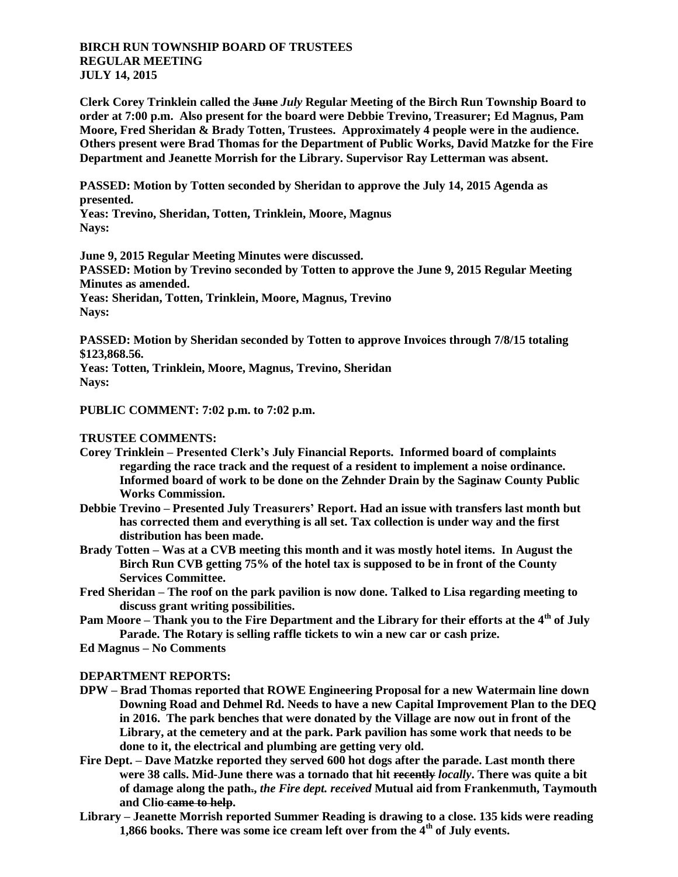**BIRCH RUN TOWNSHIP BOARD OF TRUSTEES**
**REGULAR MEETING**
**JULY 14, 2015**

**Clerk Corey Trinklein called the ~~June~~ *July* Regular Meeting of the Birch Run Township Board to order at 7:00 p.m. Also present for the board were Debbie Trevino, Treasurer; Ed Magnus, Pam Moore, Fred Sheridan & Brady Totten, Trustees. Approximately 4 people were in the audience. Others present were Brad Thomas for the Department of Public Works, David Matzke for the Fire Department and Jeanette Morrish for the Library. Supervisor Ray Letterman was absent.**

**PASSED: Motion by Totten seconded by Sheridan to approve the July 14, 2015 Agenda as presented.**
**Yeas: Trevino, Sheridan, Totten, Trinklein, Moore, Magnus**
**Nays:**

**June 9, 2015 Regular Meeting Minutes were discussed.**
**PASSED: Motion by Trevino seconded by Totten to approve the June 9, 2015 Regular Meeting Minutes as amended.**
**Yeas: Sheridan, Totten, Trinklein, Moore, Magnus, Trevino**
**Nays:**

**PASSED: Motion by Sheridan seconded by Totten to approve Invoices through 7/8/15 totaling $123,868.56.**
**Yeas: Totten, Trinklein, Moore, Magnus, Trevino, Sheridan**
**Nays:**

**PUBLIC COMMENT: 7:02 p.m. to 7:02 p.m.**

**TRUSTEE COMMENTS:**

- **Corey Trinklein – Presented Clerk's July Financial Reports. Informed board of complaints regarding the race track and the request of a resident to implement a noise ordinance. Informed board of work to be done on the Zehnder Drain by the Saginaw County Public Works Commission.**
- **Debbie Trevino – Presented July Treasurers' Report. Had an issue with transfers last month but has corrected them and everything is all set. Tax collection is under way and the first distribution has been made.**
- **Brady Totten – Was at a CVB meeting this month and it was mostly hotel items. In August the Birch Run CVB getting 75% of the hotel tax is supposed to be in front of the County Services Committee.**
- **Fred Sheridan – The roof on the park pavilion is now done. Talked to Lisa regarding meeting to discuss grant writing possibilities.**
- **Pam Moore – Thank you to the Fire Department and the Library for their efforts at the 4th of July Parade. The Rotary is selling raffle tickets to win a new car or cash prize.**
- **Ed Magnus – No Comments**

**DEPARTMENT REPORTS:**

- **DPW – Brad Thomas reported that ROWE Engineering Proposal for a new Watermain line down Downing Road and Dehmel Rd. Needs to have a new Capital Improvement Plan to the DEQ in 2016. The park benches that were donated by the Village are now out in front of the Library, at the cemetery and at the park. Park pavilion has some work that needs to be done to it, the electrical and plumbing are getting very old.**
- **Fire Dept. – Dave Matzke reported they served 600 hot dogs after the parade. Last month there were 38 calls. Mid-June there was a tornado that hit ~~recently~~ *locally*. There was quite a bit of damage along the path~~.~~*, the Fire dept. received* Mutual aid from Frankenmuth, Taymouth and Clio ~~came to help~~.**
- **Library – Jeanette Morrish reported Summer Reading is drawing to a close. 135 kids were reading 1,866 books. There was some ice cream left over from the 4th of July events.**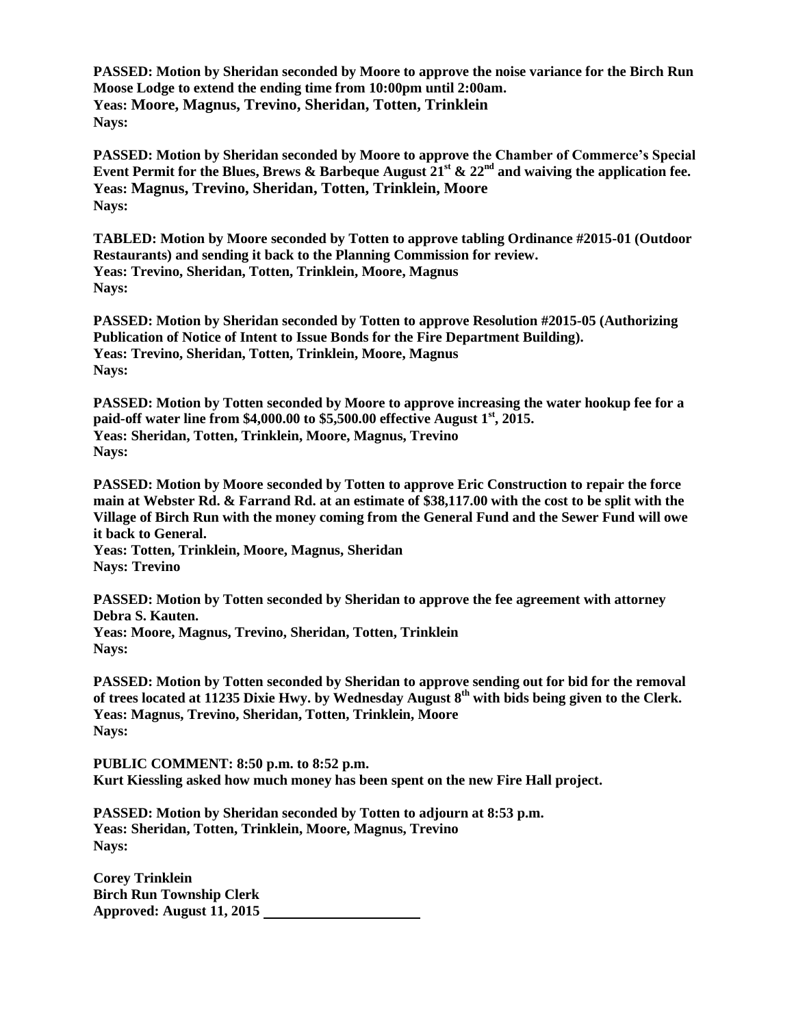**PASSED: Motion by Sheridan seconded by Moore to approve the noise variance for the Birch Run Moose Lodge to extend the ending time from 10:00pm until 2:00am.**
**Yeas: Moore, Magnus, Trevino, Sheridan, Totten, Trinklein**
**Nays:**

**PASSED: Motion by Sheridan seconded by Moore to approve the Chamber of Commerce's Special Event Permit for the Blues, Brews & Barbeque August 21st & 22nd and waiving the application fee.**
**Yeas: Magnus, Trevino, Sheridan, Totten, Trinklein, Moore**
**Nays:**

**TABLED: Motion by Moore seconded by Totten to approve tabling Ordinance #2015-01 (Outdoor Restaurants) and sending it back to the Planning Commission for review.**
**Yeas: Trevino, Sheridan, Totten, Trinklein, Moore, Magnus**
**Nays:**

**PASSED: Motion by Sheridan seconded by Totten to approve Resolution #2015-05 (Authorizing Publication of Notice of Intent to Issue Bonds for the Fire Department Building).**
**Yeas: Trevino, Sheridan, Totten, Trinklein, Moore, Magnus**
**Nays:**

**PASSED: Motion by Totten seconded by Moore to approve increasing the water hookup fee for a paid-off water line from $4,000.00 to $5,500.00 effective August 1st, 2015.**
**Yeas: Sheridan, Totten, Trinklein, Moore, Magnus, Trevino**
**Nays:**

**PASSED: Motion by Moore seconded by Totten to approve Eric Construction to repair the force main at Webster Rd. & Farrand Rd. at an estimate of $38,117.00 with the cost to be split with the Village of Birch Run with the money coming from the General Fund and the Sewer Fund will owe it back to General.**
**Yeas: Totten, Trinklein, Moore, Magnus, Sheridan**
**Nays: Trevino**

**PASSED: Motion by Totten seconded by Sheridan to approve the fee agreement with attorney Debra S. Kauten.**
**Yeas: Moore, Magnus, Trevino, Sheridan, Totten, Trinklein**
**Nays:**

**PASSED: Motion by Totten seconded by Sheridan to approve sending out for bid for the removal of trees located at 11235 Dixie Hwy. by Wednesday August 8th with bids being given to the Clerk.**
**Yeas: Magnus, Trevino, Sheridan, Totten, Trinklein, Moore**
**Nays:**

**PUBLIC COMMENT: 8:50 p.m. to 8:52 p.m.**
**Kurt Kiessling asked how much money has been spent on the new Fire Hall project.**

**PASSED: Motion by Sheridan seconded by Totten to adjourn at 8:53 p.m.**
**Yeas: Sheridan, Totten, Trinklein, Moore, Magnus, Trevino**
**Nays:**

**Corey Trinklein**
**Birch Run Township Clerk**
**Approved: August 11, 2015 ______________________**